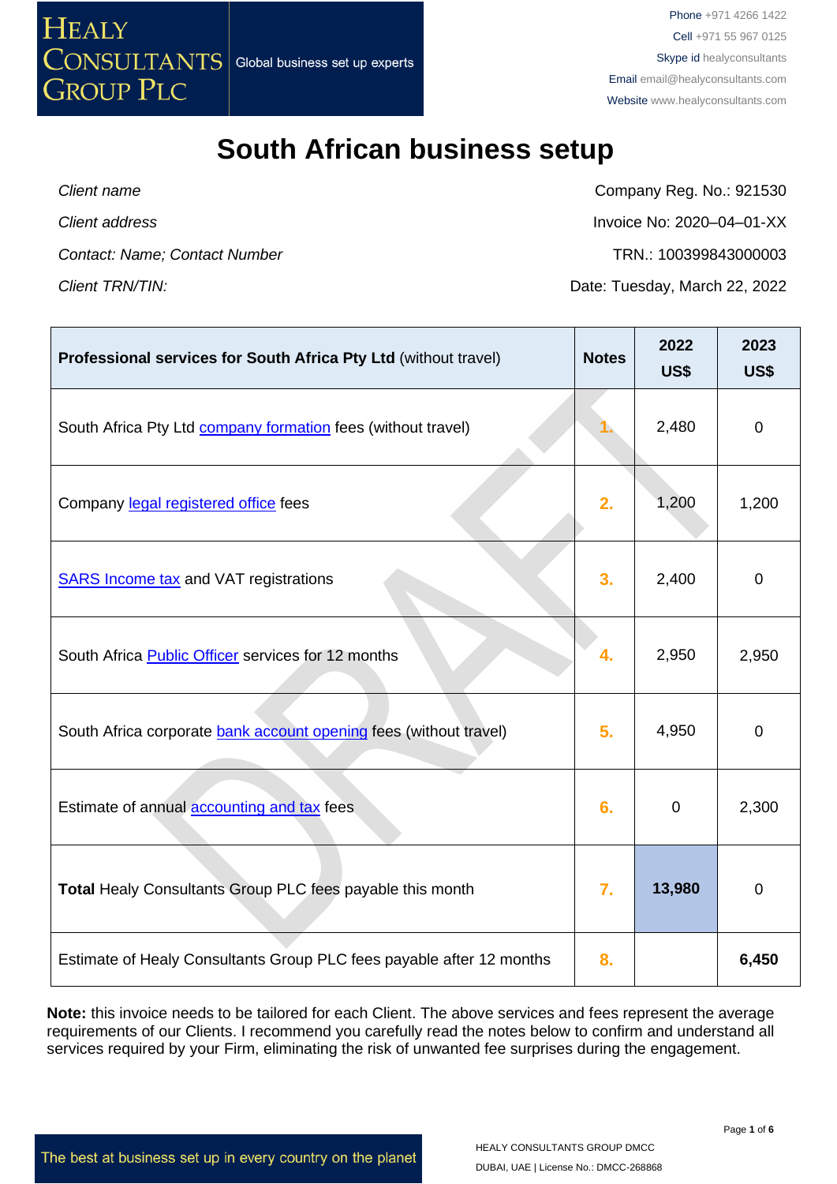HEALY CONSULTANTS GROUP PLC

Global business set up experts

Phone +971 4266 1422
Cell +971 55 967 0125
Skype id healyconsultants
Email email@healyconsultants.com
Website www.healyconsultants.com

# South African business setup

| | |
|---|---|
| *Client name* | Company Reg. No.: 921530 |
| *Client address* | Invoice No: 2020–04–01-XX |
| *Contact: Name; Contact Number* | TRN.: 100399843000003 |
| *Client TRN/TIN:* | Date: Tuesday, March 22, 2022 |

| **Professional services for South Africa Pty Ltd** (without travel) | **Notes** | **2022 US$** | **2023 US$** |
|---|---|---|---|
| South Africa Pty Ltd company formation fees (without travel) | 1. | 2,480 | 0 |
| Company legal registered office fees | 2. | 1,200 | 1,200 |
| SARS Income tax and VAT registrations | 3. | 2,400 | 0 |
| South Africa Public Officer services for 12 months | 4. | 2,950 | 2,950 |
| South Africa corporate bank account opening fees (without travel) | 5. | 4,950 | 0 |
| Estimate of annual accounting and tax fees | 6. | 0 | 2,300 |
| **Total** Healy Consultants Group PLC fees payable this month | 7. | **13,980** | 0 |
| Estimate of Healy Consultants Group PLC fees payable after 12 months | 8. | | **6,450** |

**Note:** this invoice needs to be tailored for each Client. The above services and fees represent the average requirements of our Clients. I recommend you carefully read the notes below to confirm and understand all services required by your Firm, eliminating the risk of unwanted fee surprises during the engagement.

The best at business set up in every country on the planet

HEALY CONSULTANTS GROUP DMCC
DUBAI, UAE | License No.: DMCC-268868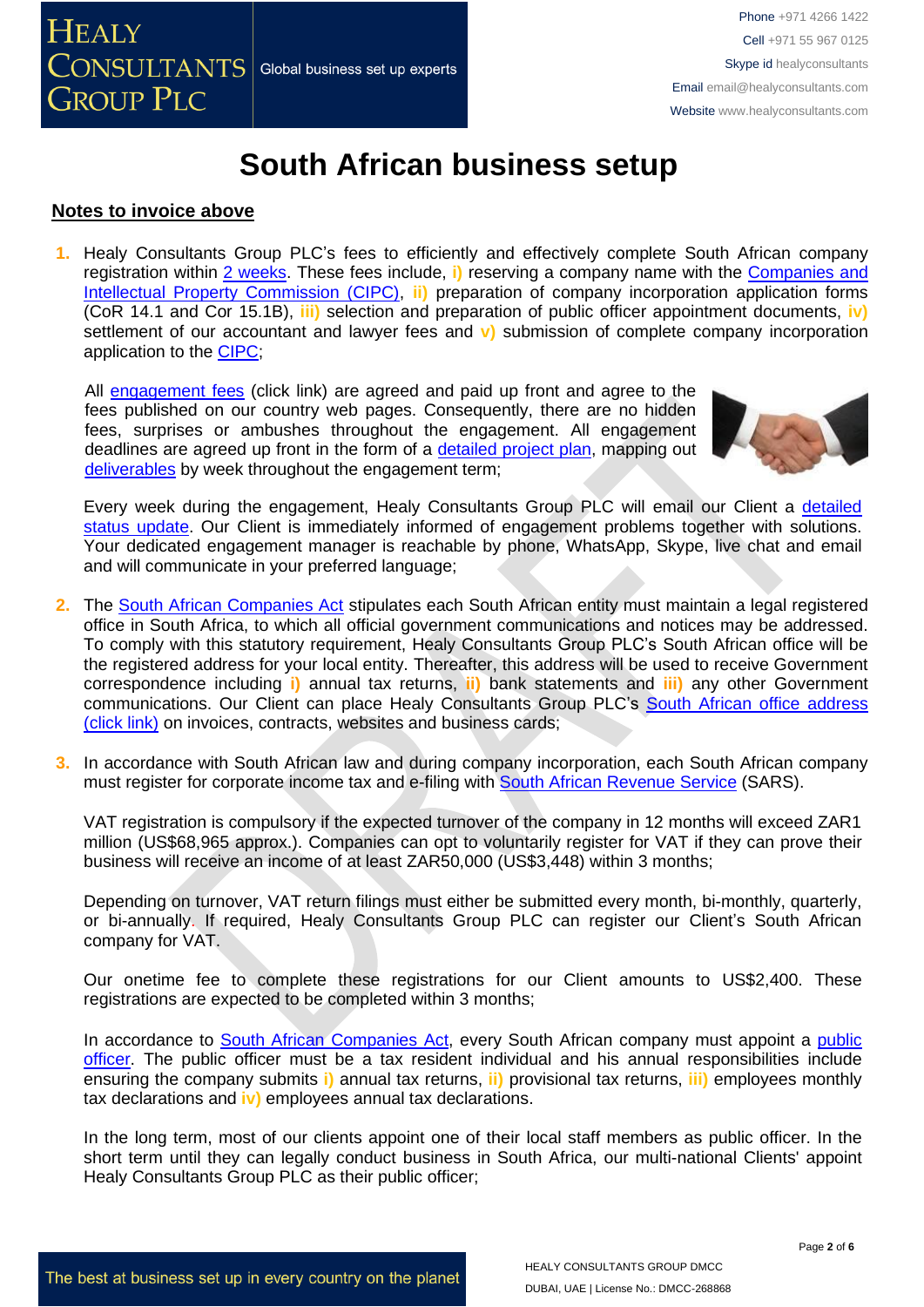# South African business setup

## Notes to invoice above

1. Healy Consultants Group PLC's fees to efficiently and effectively complete South African company registration within 2 weeks. These fees include, **i)** reserving a company name with the Companies and Intellectual Property Commission (CIPC), **ii)** preparation of company incorporation application forms (CoR 14.1 and Cor 15.1B), **iii)** selection and preparation of public officer appointment documents, **iv)** settlement of our accountant and lawyer fees and **v)** submission of complete company incorporation application to the CIPC;

   All engagement fees (click link) are agreed and paid up front and agree to the fees published on our country web pages. Consequently, there are no hidden fees, surprises or ambushes throughout the engagement. All engagement deadlines are agreed up front in the form of a detailed project plan, mapping out deliverables by week throughout the engagement term;

   Every week during the engagement, Healy Consultants Group PLC will email our Client a detailed status update. Our Client is immediately informed of engagement problems together with solutions. Your dedicated engagement manager is reachable by phone, WhatsApp, Skype, live chat and email and will communicate in your preferred language;

2. The South African Companies Act stipulates each South African entity must maintain a legal registered office in South Africa, to which all official government communications and notices may be addressed. To comply with this statutory requirement, Healy Consultants Group PLC's South African office will be the registered address for your local entity. Thereafter, this address will be used to receive Government correspondence including **i)** annual tax returns, **ii)** bank statements and **iii)** any other Government communications. Our Client can place Healy Consultants Group PLC's South African office address (click link) on invoices, contracts, websites and business cards;

3. In accordance with South African law and during company incorporation, each South African company must register for corporate income tax and e-filing with South African Revenue Service (SARS).

   VAT registration is compulsory if the expected turnover of the company in 12 months will exceed ZAR1 million (US$68,965 approx.). Companies can opt to voluntarily register for VAT if they can prove their business will receive an income of at least ZAR50,000 (US$3,448) within 3 months;

   Depending on turnover, VAT return filings must either be submitted every month, bi-monthly, quarterly, or bi-annually. If required, Healy Consultants Group PLC can register our Client's South African company for VAT.

   Our onetime fee to complete these registrations for our Client amounts to US$2,400. These registrations are expected to be completed within 3 months;

   In accordance to South African Companies Act, every South African company must appoint a public officer. The public officer must be a tax resident individual and his annual responsibilities include ensuring the company submits **i)** annual tax returns, **ii)** provisional tax returns, **iii)** employees monthly tax declarations and **iv)** employees annual tax declarations.

   In the long term, most of our clients appoint one of their local staff members as public officer. In the short term until they can legally conduct business in South Africa, our multi-national Clients' appoint Healy Consultants Group PLC as their public officer;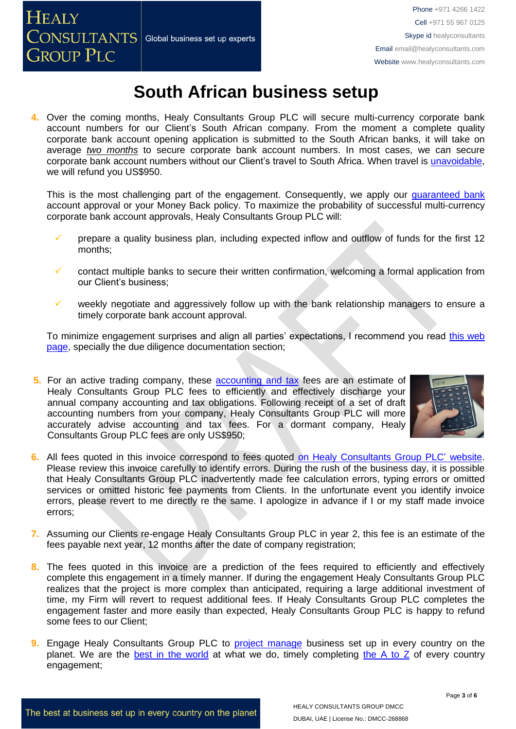# South African business setup

4. Over the coming months, Healy Consultants Group PLC will secure multi-currency corporate bank account numbers for our Client's South African company. From the moment a complete quality corporate bank account opening application is submitted to the South African banks, it will take on average *two months* to secure corporate bank account numbers. In most cases, we can secure corporate bank account numbers without our Client's travel to South Africa. When travel is unavoidable, we will refund you US$950.

   This is the most challenging part of the engagement. Consequently, we apply our guaranteed bank account approval or your Money Back policy. To maximize the probability of successful multi-currency corporate bank account approvals, Healy Consultants Group PLC will:

   - ✓ prepare a quality business plan, including expected inflow and outflow of funds for the first 12 months;
   - ✓ contact multiple banks to secure their written confirmation, welcoming a formal application from our Client's business;
   - ✓ weekly negotiate and aggressively follow up with the bank relationship managers to ensure a timely corporate bank account approval.

   To minimize engagement surprises and align all parties' expectations, I recommend you read this web page, specially the due diligence documentation section;

5. For an active trading company, these accounting and tax fees are an estimate of Healy Consultants Group PLC fees to efficiently and effectively discharge your annual company accounting and tax obligations. Following receipt of a set of draft accounting numbers from your company, Healy Consultants Group PLC will more accurately advise accounting and tax fees. For a dormant company, Healy Consultants Group PLC fees are only US$950;

6. All fees quoted in this invoice correspond to fees quoted on Healy Consultants Group PLC' website. Please review this invoice carefully to identify errors. During the rush of the business day, it is possible that Healy Consultants Group PLC inadvertently made fee calculation errors, typing errors or omitted services or omitted historic fee payments from Clients. In the unfortunate event you identify invoice errors, please revert to me directly re the same. I apologize in advance if I or my staff made invoice errors;

7. Assuming our Clients re-engage Healy Consultants Group PLC in year 2, this fee is an estimate of the fees payable next year, 12 months after the date of company registration;

8. The fees quoted in this invoice are a prediction of the fees required to efficiently and effectively complete this engagement in a timely manner. If during the engagement Healy Consultants Group PLC realizes that the project is more complex than anticipated, requiring a large additional investment of time, my Firm will revert to request additional fees. If Healy Consultants Group PLC completes the engagement faster and more easily than expected, Healy Consultants Group PLC is happy to refund some fees to our Client;

9. Engage Healy Consultants Group PLC to project manage business set up in every country on the planet. We are the best in the world at what we do, timely completing the A to Z of every country engagement;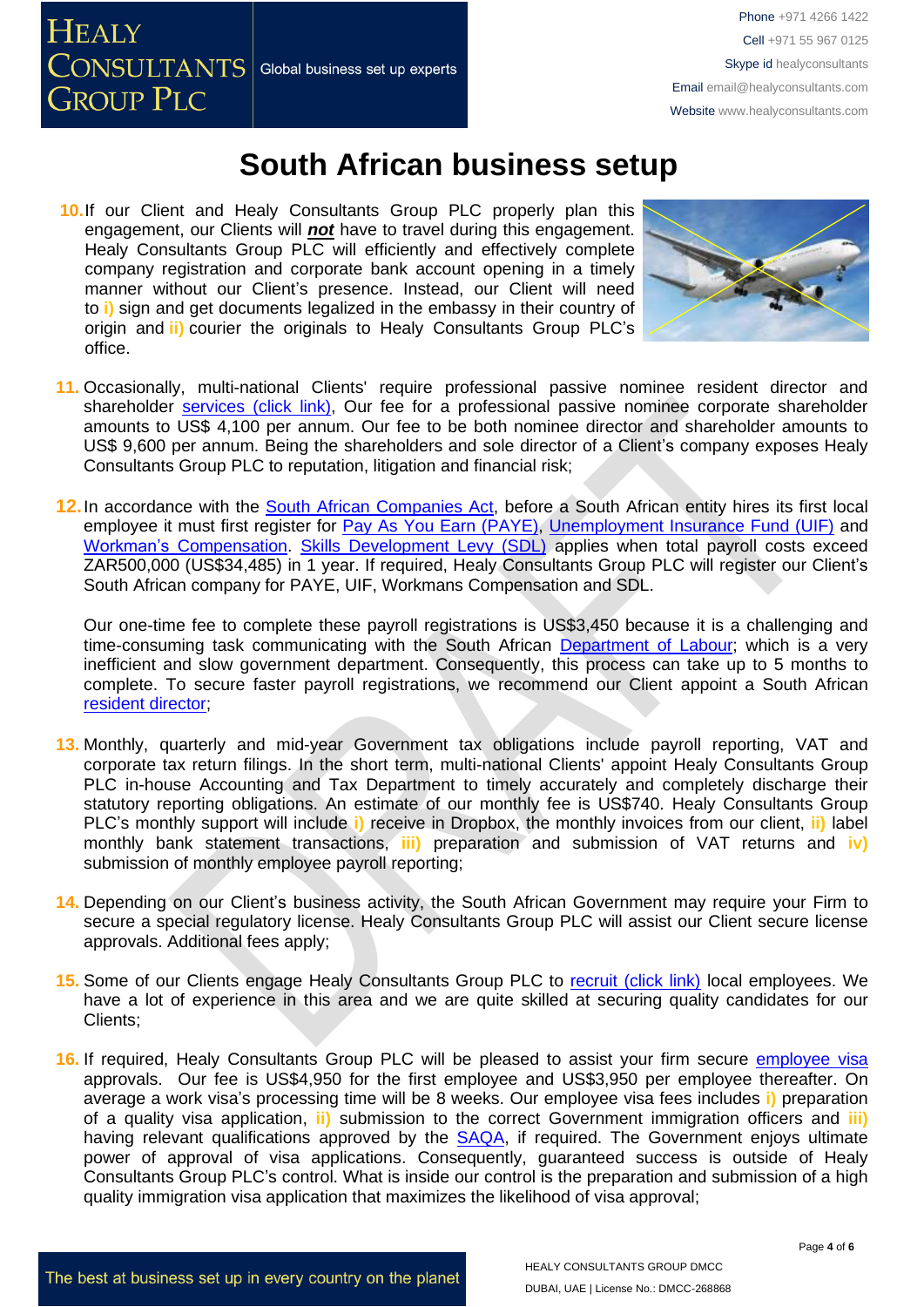# South African business setup

10. If our Client and Healy Consultants Group PLC properly plan this engagement, our Clients will ***not*** have to travel during this engagement. Healy Consultants Group PLC will efficiently and effectively complete company registration and corporate bank account opening in a timely manner without our Client's presence. Instead, our Client will need to **i)** sign and get documents legalized in the embassy in their country of origin and **ii)** courier the originals to Healy Consultants Group PLC's office.

11. Occasionally, multi-national Clients' require professional passive nominee resident director and shareholder services (click link), Our fee for a professional passive nominee corporate shareholder amounts to US$ 4,100 per annum. Our fee to be both nominee director and shareholder amounts to US$ 9,600 per annum. Being the shareholders and sole director of a Client's company exposes Healy Consultants Group PLC to reputation, litigation and financial risk;

12. In accordance with the South African Companies Act, before a South African entity hires its first local employee it must first register for Pay As You Earn (PAYE), Unemployment Insurance Fund (UIF) and Workman's Compensation. Skills Development Levy (SDL) applies when total payroll costs exceed ZAR500,000 (US$34,485) in 1 year. If required, Healy Consultants Group PLC will register our Client's South African company for PAYE, UIF, Workmans Compensation and SDL.

    Our one-time fee to complete these payroll registrations is US$3,450 because it is a challenging and time-consuming task communicating with the South African Department of Labour; which is a very inefficient and slow government department. Consequently, this process can take up to 5 months to complete. To secure faster payroll registrations, we recommend our Client appoint a South African resident director;

13. Monthly, quarterly and mid-year Government tax obligations include payroll reporting, VAT and corporate tax return filings. In the short term, multi-national Clients' appoint Healy Consultants Group PLC in-house Accounting and Tax Department to timely accurately and completely discharge their statutory reporting obligations. An estimate of our monthly fee is US$740. Healy Consultants Group PLC's monthly support will include **i)** receive in Dropbox, the monthly invoices from our client, **ii)** label monthly bank statement transactions, **iii)** preparation and submission of VAT returns and **iv)** submission of monthly employee payroll reporting;

14. Depending on our Client's business activity, the South African Government may require your Firm to secure a special regulatory license. Healy Consultants Group PLC will assist our Client secure license approvals. Additional fees apply;

15. Some of our Clients engage Healy Consultants Group PLC to recruit (click link) local employees. We have a lot of experience in this area and we are quite skilled at securing quality candidates for our Clients;

16. If required, Healy Consultants Group PLC will be pleased to assist your firm secure employee visa approvals. Our fee is US$4,950 for the first employee and US$3,950 per employee thereafter. On average a work visa's processing time will be 8 weeks. Our employee visa fees includes **i)** preparation of a quality visa application, **ii)** submission to the correct Government immigration officers and **iii)** having relevant qualifications approved by the SAQA, if required. The Government enjoys ultimate power of approval of visa applications. Consequently, guaranteed success is outside of Healy Consultants Group PLC's control. What is inside our control is the preparation and submission of a high quality immigration visa application that maximizes the likelihood of visa approval;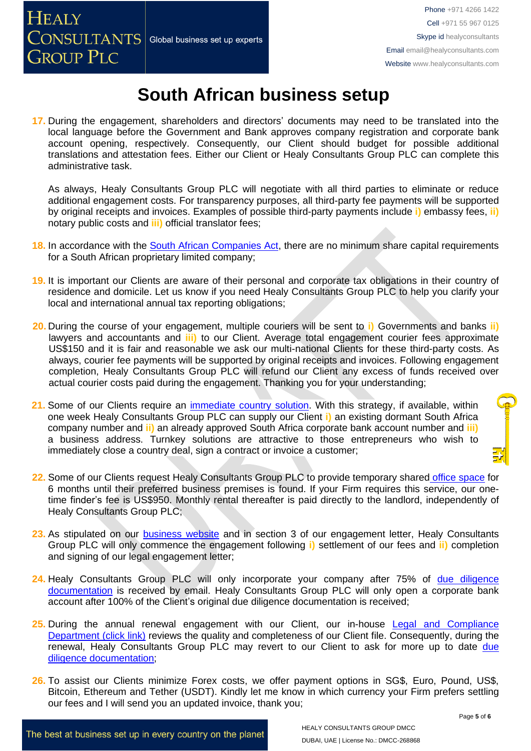# South African business setup

17. During the engagement, shareholders and directors' documents may need to be translated into the local language before the Government and Bank approves company registration and corporate bank account opening, respectively. Consequently, our Client should budget for possible additional translations and attestation fees. Either our Client or Healy Consultants Group PLC can complete this administrative task.

    As always, Healy Consultants Group PLC will negotiate with all third parties to eliminate or reduce additional engagement costs. For transparency purposes, all third-party fee payments will be supported by original receipts and invoices. Examples of possible third-party payments include i) embassy fees, ii) notary public costs and iii) official translator fees;

18. In accordance with the South African Companies Act, there are no minimum share capital requirements for a South African proprietary limited company;

19. It is important our Clients are aware of their personal and corporate tax obligations in their country of residence and domicile. Let us know if you need Healy Consultants Group PLC to help you clarify your local and international annual tax reporting obligations;

20. During the course of your engagement, multiple couriers will be sent to i) Governments and banks ii) lawyers and accountants and iii) to our Client. Average total engagement courier fees approximate US$150 and it is fair and reasonable we ask our multi-national Clients for these third-party costs. As always, courier fee payments will be supported by original receipts and invoices. Following engagement completion, Healy Consultants Group PLC will refund our Client any excess of funds received over actual courier costs paid during the engagement. Thanking you for your understanding;

21. Some of our Clients require an immediate country solution. With this strategy, if available, within one week Healy Consultants Group PLC can supply our Client i) an existing dormant South Africa company number and ii) an already approved South Africa corporate bank account number and iii) a business address. Turnkey solutions are attractive to those entrepreneurs who wish to immediately close a country deal, sign a contract or invoice a customer;

22. Some of our Clients request Healy Consultants Group PLC to provide temporary shared office space for 6 months until their preferred business premises is found. If your Firm requires this service, our one-time finder's fee is US$950. Monthly rental thereafter is paid directly to the landlord, independently of Healy Consultants Group PLC;

23. As stipulated on our business website and in section 3 of our engagement letter, Healy Consultants Group PLC will only commence the engagement following i) settlement of our fees and ii) completion and signing of our legal engagement letter;

24. Healy Consultants Group PLC will only incorporate your company after 75% of due diligence documentation is received by email. Healy Consultants Group PLC will only open a corporate bank account after 100% of the Client's original due diligence documentation is received;

25. During the annual renewal engagement with our Client, our in-house Legal and Compliance Department (click link) reviews the quality and completeness of our Client file. Consequently, during the renewal, Healy Consultants Group PLC may revert to our Client to ask for more up to date due diligence documentation;

26. To assist our Clients minimize Forex costs, we offer payment options in SG$, Euro, Pound, US$, Bitcoin, Ethereum and Tether (USDT). Kindly let me know in which currency your Firm prefers settling our fees and I will send you an updated invoice, thank you;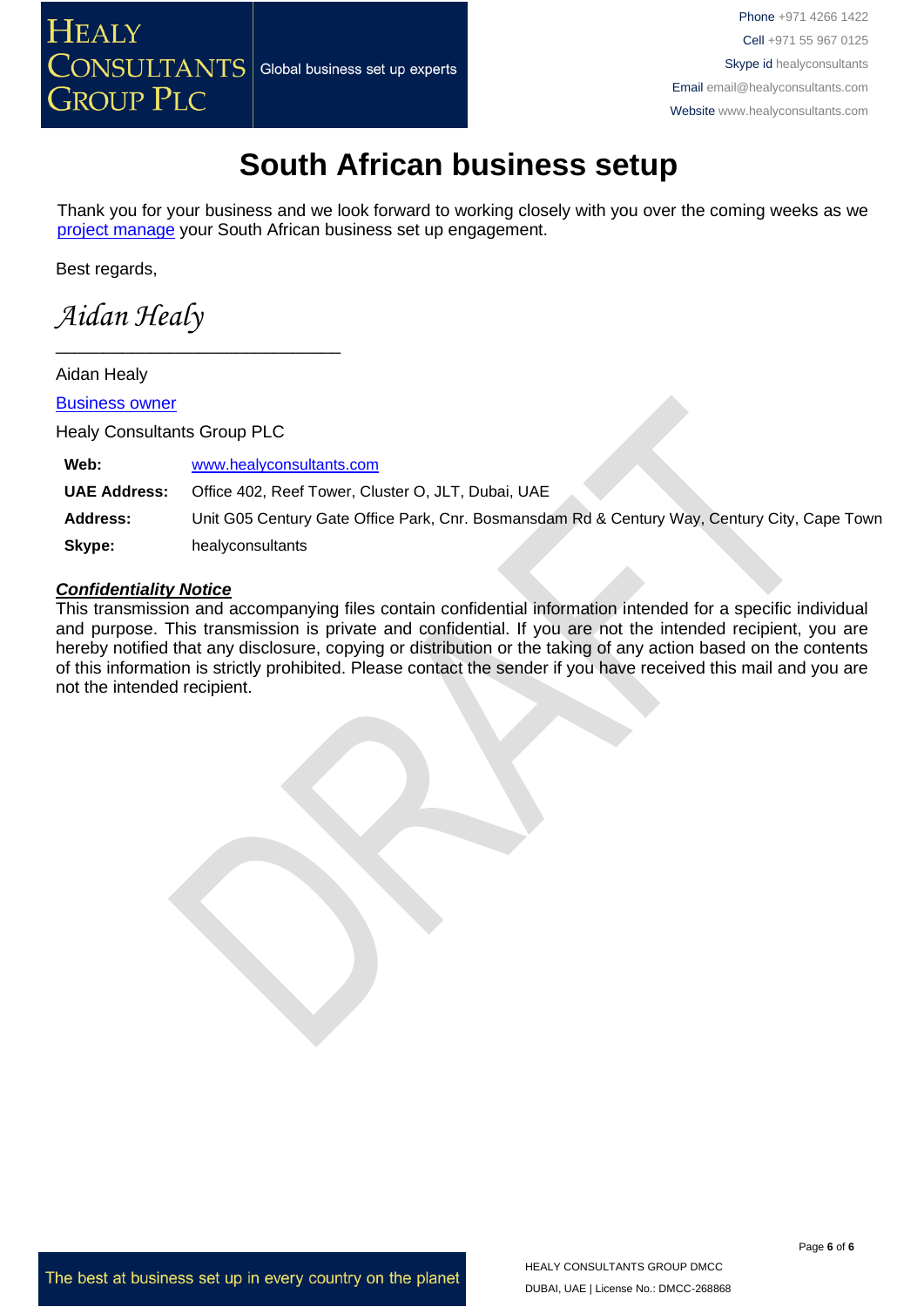# South African business setup

Thank you for your business and we look forward to working closely with you over the coming weeks as we project manage your South African business set up engagement.

Best regards,

*Aidan Healy*

\_\_\_\_\_\_\_\_\_\_\_\_\_\_\_\_\_\_\_\_\_\_\_\_\_\_\_\_\_\_

Aidan Healy

Business owner

Healy Consultants Group PLC

| | |
|---|---|
| **Web:** | www.healyconsultants.com |
| **UAE Address:** | Office 402, Reef Tower, Cluster O, JLT, Dubai, UAE |
| **Address:** | Unit G05 Century Gate Office Park, Cnr. Bosmansdam Rd & Century Way, Century City, Cape Town |
| **Skype:** | healyconsultants |

***Confidentiality Notice***

This transmission and accompanying files contain confidential information intended for a specific individual and purpose. This transmission is private and confidential. If you are not the intended recipient, you are hereby notified that any disclosure, copying or distribution or the taking of any action based on the contents of this information is strictly prohibited. Please contact the sender if you have received this mail and you are not the intended recipient.